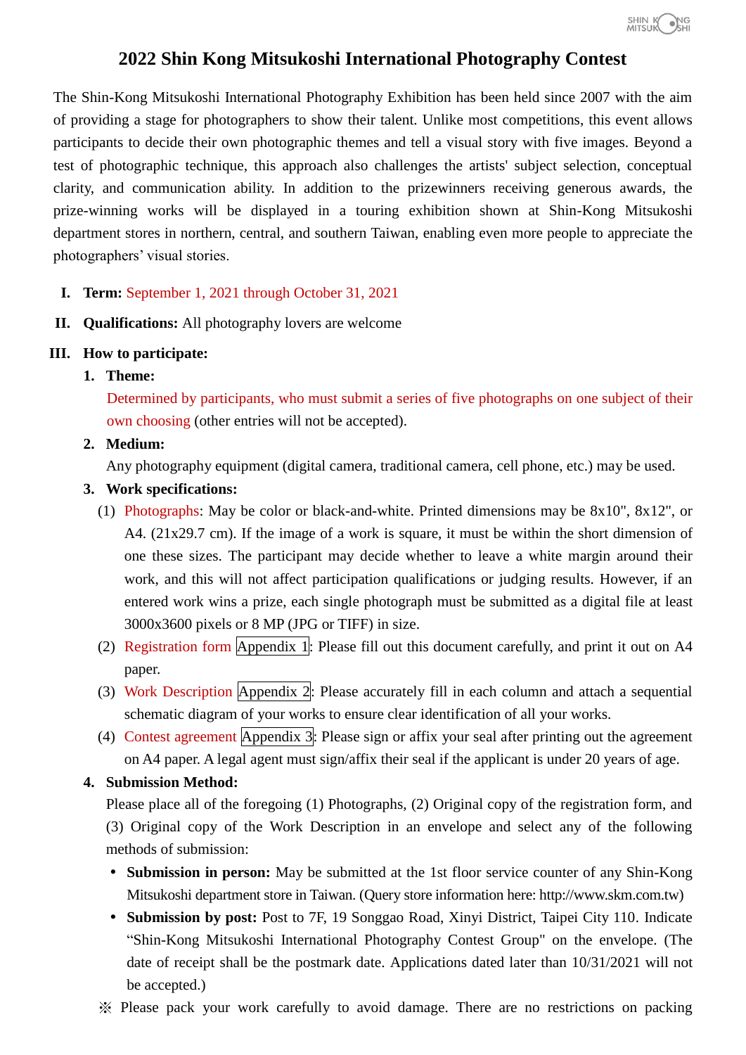# 2022 Shin Kong Mitsukoshi International Photography Contest

The Shin-Kong Mitsukoshi International Photography Exhibition has been held since 2007 with the aim of providing a stage for photographers to show their talent. Unlike most competitions, this event allows participants to decide their own photographic themes and tell a visual story with five images. Beyond a test of photographic technique, this approach also challenges the artists' subject selection, conceptual clarity, and communication ability. In addition to the prizewinners receiving generous awards, the prize-winning works will be displayed in a touring exhibition shown at Shin-Kong Mitsukoshi department stores in northern, central, and southern Taiwan, enabling even more people to appreciate the photographers' visual stories.

**I. Term:** September 1, 2021 through October 31, 2021

**II. Qualifications:** All photography lovers are welcome

**III. How to participate:**

**1. Theme:**

Determined by participants, who must submit a series of five photographs on one subject of their own choosing (other entries will not be accepted).

**2. Medium:**

Any photography equipment (digital camera, traditional camera, cell phone, etc.) may be used.

**3. Work specifications:**

(1) Photographs: May be color or black-and-white. Printed dimensions may be 8x10", 8x12", or A4. (21x29.7 cm). If the image of a work is square, it must be within the short dimension of one these sizes. The participant may decide whether to leave a white margin around their work, and this will not affect participation qualifications or judging results. However, if an entered work wins a prize, each single photograph must be submitted as a digital file at least 3000x3600 pixels or 8 MP (JPG or TIFF) in size.

(2) Registration form Appendix 1: Please fill out this document carefully, and print it out on A4 paper.

(3) Work Description Appendix 2: Please accurately fill in each column and attach a sequential schematic diagram of your works to ensure clear identification of all your works.

(4) Contest agreement Appendix 3: Please sign or affix your seal after printing out the agreement on A4 paper. A legal agent must sign/affix their seal if the applicant is under 20 years of age.

**4. Submission Method:**

Please place all of the foregoing (1) Photographs, (2) Original copy of the registration form, and (3) Original copy of the Work Description in an envelope and select any of the following methods of submission:

- **Submission in person:** May be submitted at the 1st floor service counter of any Shin-Kong Mitsukoshi department store in Taiwan. (Query store information here: http://www.skm.com.tw)
- **Submission by post:** Post to 7F, 19 Songgao Road, Xinyi District, Taipei City 110. Indicate "Shin-Kong Mitsukoshi International Photography Contest Group" on the envelope. (The date of receipt shall be the postmark date. Applications dated later than 10/31/2021 will not be accepted.)

※ Please pack your work carefully to avoid damage. There are no restrictions on packing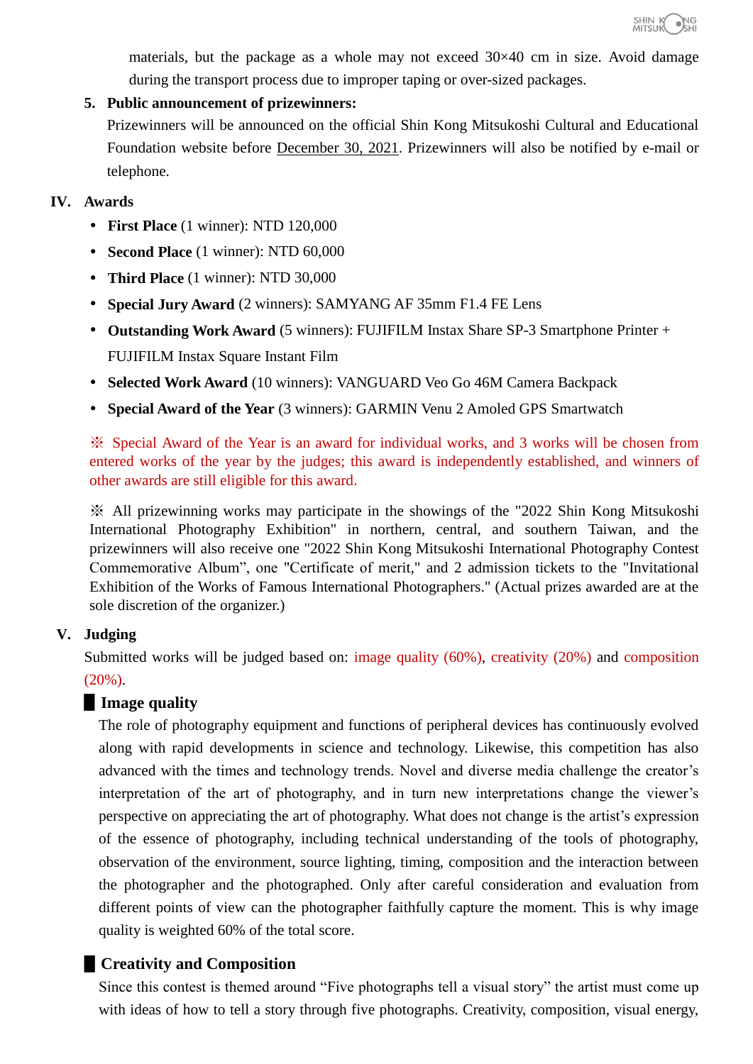materials, but the package as a whole may not exceed 30×40 cm in size. Avoid damage during the transport process due to improper taping or over-sized packages.

5. **Public announcement of prizewinners:**

   Prizewinners will be announced on the official Shin Kong Mitsukoshi Cultural and Educational Foundation website before December 30, 2021. Prizewinners will also be notified by e-mail or telephone.

## IV. Awards

- **First Place** (1 winner): NTD 120,000
- **Second Place** (1 winner): NTD 60,000
- **Third Place** (1 winner): NTD 30,000
- **Special Jury Award** (2 winners): SAMYANG AF 35mm F1.4 FE Lens
- **Outstanding Work Award** (5 winners): FUJIFILM Instax Share SP-3 Smartphone Printer + FUJIFILM Instax Square Instant Film
- **Selected Work Award** (10 winners): VANGUARD Veo Go 46M Camera Backpack
- **Special Award of the Year** (3 winners): GARMIN Venu 2 Amoled GPS Smartwatch

※ Special Award of the Year is an award for individual works, and 3 works will be chosen from entered works of the year by the judges; this award is independently established, and winners of other awards are still eligible for this award.

※ All prizewinning works may participate in the showings of the "2022 Shin Kong Mitsukoshi International Photography Exhibition" in northern, central, and southern Taiwan, and the prizewinners will also receive one "2022 Shin Kong Mitsukoshi International Photography Contest Commemorative Album", one "Certificate of merit," and 2 admission tickets to the "Invitational Exhibition of the Works of Famous International Photographers." (Actual prizes awarded are at the sole discretion of the organizer.)

## V. Judging

Submitted works will be judged based on: image quality (60%), creativity (20%) and composition (20%).

### Image quality

The role of photography equipment and functions of peripheral devices has continuously evolved along with rapid developments in science and technology. Likewise, this competition has also advanced with the times and technology trends. Novel and diverse media challenge the creator's interpretation of the art of photography, and in turn new interpretations change the viewer's perspective on appreciating the art of photography. What does not change is the artist's expression of the essence of photography, including technical understanding of the tools of photography, observation of the environment, source lighting, timing, composition and the interaction between the photographer and the photographed. Only after careful consideration and evaluation from different points of view can the photographer faithfully capture the moment. This is why image quality is weighted 60% of the total score.

### Creativity and Composition

Since this contest is themed around "Five photographs tell a visual story" the artist must come up with ideas of how to tell a story through five photographs. Creativity, composition, visual energy,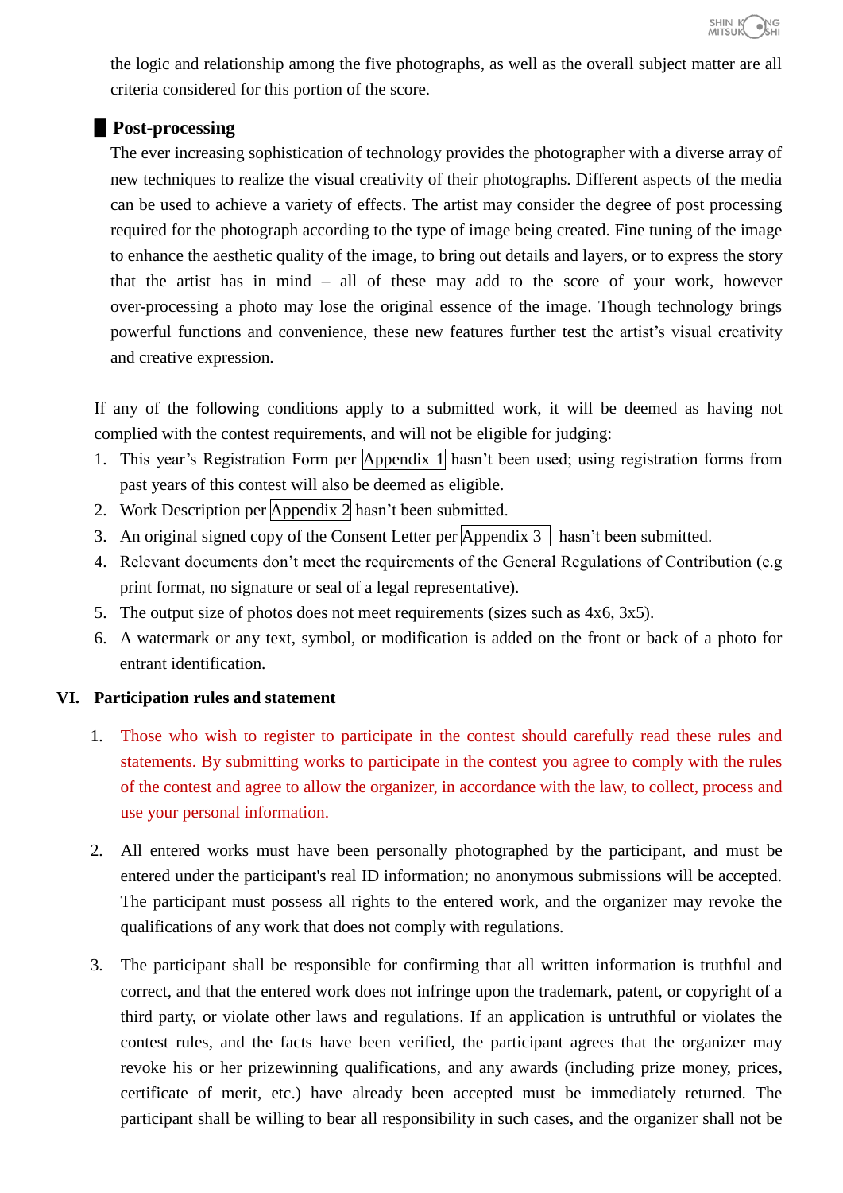the logic and relationship among the five photographs, as well as the overall subject matter are all criteria considered for this portion of the score.

### ■ Post-processing

The ever increasing sophistication of technology provides the photographer with a diverse array of new techniques to realize the visual creativity of their photographs. Different aspects of the media can be used to achieve a variety of effects. The artist may consider the degree of post processing required for the photograph according to the type of image being created. Fine tuning of the image to enhance the aesthetic quality of the image, to bring out details and layers, or to express the story that the artist has in mind – all of these may add to the score of your work, however over-processing a photo may lose the original essence of the image. Though technology brings powerful functions and convenience, these new features further test the artist's visual creativity and creative expression.

If any of the following conditions apply to a submitted work, it will be deemed as having not complied with the contest requirements, and will not be eligible for judging:

1. This year's Registration Form per Appendix 1 hasn't been used; using registration forms from past years of this contest will also be deemed as eligible.
2. Work Description per Appendix 2 hasn't been submitted.
3. An original signed copy of the Consent Letter per Appendix 3 hasn't been submitted.
4. Relevant documents don't meet the requirements of the General Regulations of Contribution (e.g print format, no signature or seal of a legal representative).
5. The output size of photos does not meet requirements (sizes such as 4x6, 3x5).
6. A watermark or any text, symbol, or modification is added on the front or back of a photo for entrant identification.

## VI. Participation rules and statement

1. Those who wish to register to participate in the contest should carefully read these rules and statements. By submitting works to participate in the contest you agree to comply with the rules of the contest and agree to allow the organizer, in accordance with the law, to collect, process and use your personal information.

2. All entered works must have been personally photographed by the participant, and must be entered under the participant's real ID information; no anonymous submissions will be accepted. The participant must possess all rights to the entered work, and the organizer may revoke the qualifications of any work that does not comply with regulations.

3. The participant shall be responsible for confirming that all written information is truthful and correct, and that the entered work does not infringe upon the trademark, patent, or copyright of a third party, or violate other laws and regulations. If an application is untruthful or violates the contest rules, and the facts have been verified, the participant agrees that the organizer may revoke his or her prizewinning qualifications, and any awards (including prize money, prices, certificate of merit, etc.) have already been accepted must be immediately returned. The participant shall be willing to bear all responsibility in such cases, and the organizer shall not be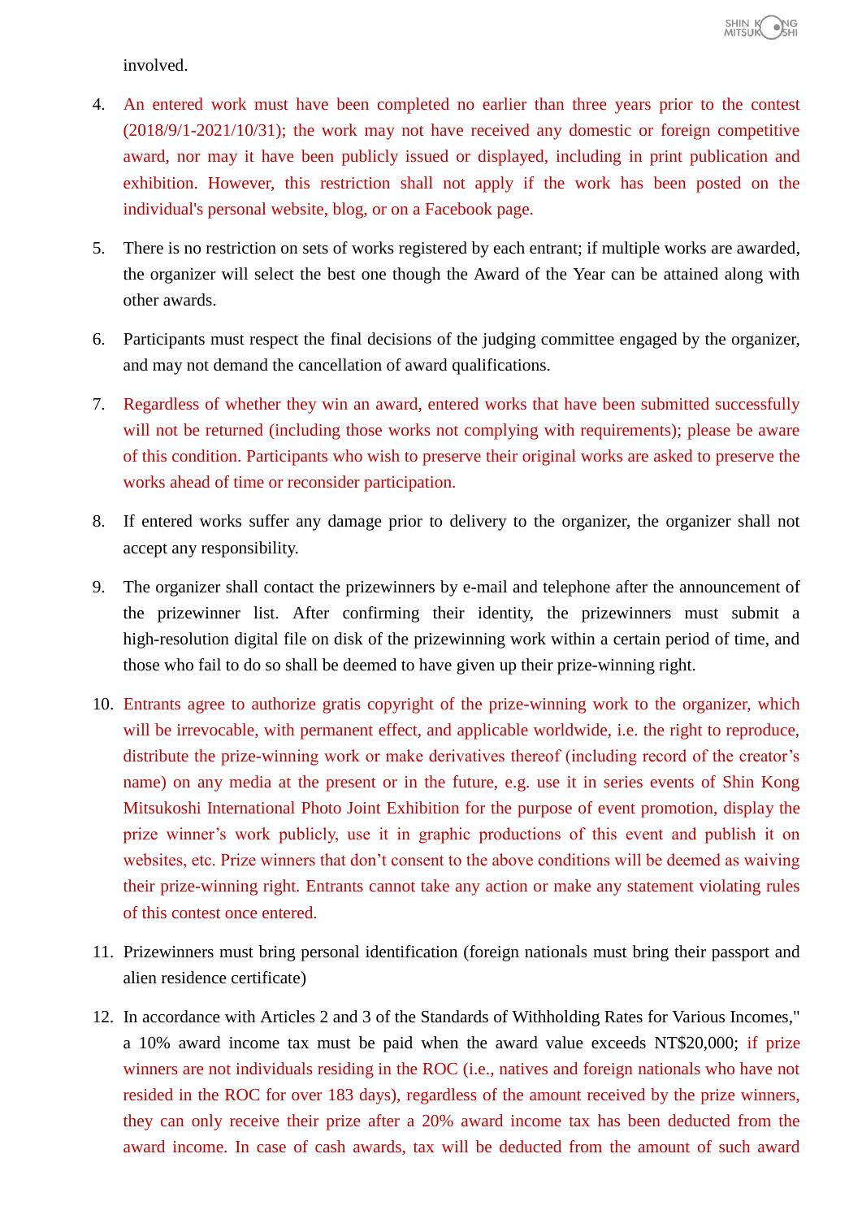involved.

4. An entered work must have been completed no earlier than three years prior to the contest (2018/9/1-2021/10/31); the work may not have received any domestic or foreign competitive award, nor may it have been publicly issued or displayed, including in print publication and exhibition. However, this restriction shall not apply if the work has been posted on the individual's personal website, blog, or on a Facebook page.

5. There is no restriction on sets of works registered by each entrant; if multiple works are awarded, the organizer will select the best one though the Award of the Year can be attained along with other awards.

6. Participants must respect the final decisions of the judging committee engaged by the organizer, and may not demand the cancellation of award qualifications.

7. Regardless of whether they win an award, entered works that have been submitted successfully will not be returned (including those works not complying with requirements); please be aware of this condition. Participants who wish to preserve their original works are asked to preserve the works ahead of time or reconsider participation.

8. If entered works suffer any damage prior to delivery to the organizer, the organizer shall not accept any responsibility.

9. The organizer shall contact the prizewinners by e-mail and telephone after the announcement of the prizewinner list. After confirming their identity, the prizewinners must submit a high-resolution digital file on disk of the prizewinning work within a certain period of time, and those who fail to do so shall be deemed to have given up their prize-winning right.

10. Entrants agree to authorize gratis copyright of the prize-winning work to the organizer, which will be irrevocable, with permanent effect, and applicable worldwide, i.e. the right to reproduce, distribute the prize-winning work or make derivatives thereof (including record of the creator's name) on any media at the present or in the future, e.g. use it in series events of Shin Kong Mitsukoshi International Photo Joint Exhibition for the purpose of event promotion, display the prize winner's work publicly, use it in graphic productions of this event and publish it on websites, etc. Prize winners that don't consent to the above conditions will be deemed as waiving their prize-winning right. Entrants cannot take any action or make any statement violating rules of this contest once entered.

11. Prizewinners must bring personal identification (foreign nationals must bring their passport and alien residence certificate)

12. In accordance with Articles 2 and 3 of the Standards of Withholding Rates for Various Incomes," a 10% award income tax must be paid when the award value exceeds NT$20,000; if prize winners are not individuals residing in the ROC (i.e., natives and foreign nationals who have not resided in the ROC for over 183 days), regardless of the amount received by the prize winners, they can only receive their prize after a 20% award income tax has been deducted from the award income. In case of cash awards, tax will be deducted from the amount of such award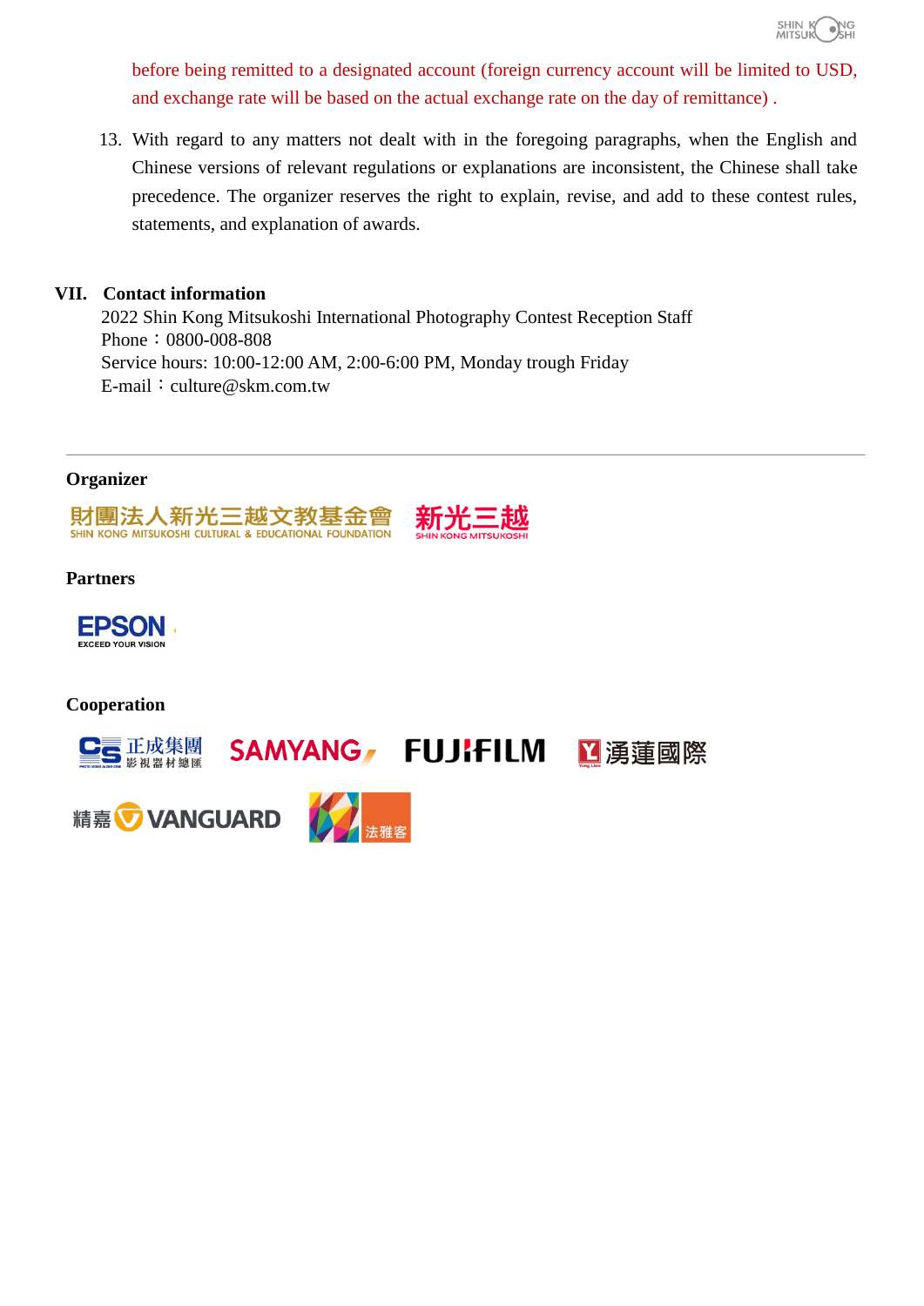before being remitted to a designated account (foreign currency account will be limited to USD, and exchange rate will be based on the actual exchange rate on the day of remittance) .

13. With regard to any matters not dealt with in the foregoing paragraphs, when the English and Chinese versions of relevant regulations or explanations are inconsistent, the Chinese shall take precedence. The organizer reserves the right to explain, revise, and add to these contest rules, statements, and explanation of awards.

## VII. Contact information

2022 Shin Kong Mitsukoshi International Photography Contest Reception Staff
Phone：0800-008-808
Service hours: 10:00-12:00 AM, 2:00-6:00 PM, Monday trough Friday
E-mail：culture@skm.com.tw

---

**Organizer**

財團法人新光三越文教基金會 SHIN KONG MITSUKOSHI CULTURAL & EDUCATIONAL FOUNDATION
新光三越 SHIN KONG MITSUKOSHI

**Partners**

EPSON EXCEED YOUR VISION

**Cooperation**

正成集團 影視器材總匯
SAMYANG
FUJIFILM
湧蓮國際
精嘉 VANGUARD
法雅客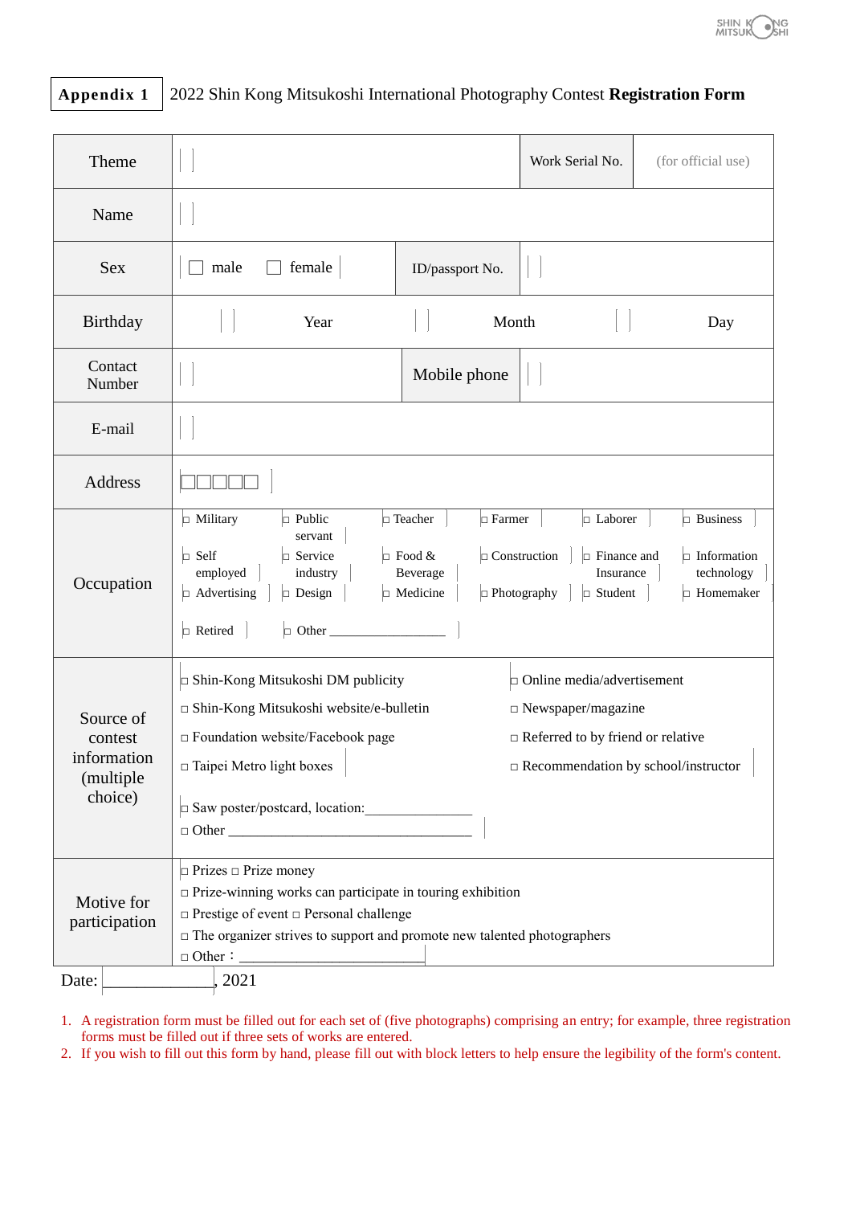**Appendix 1** 2022 Shin Kong Mitsukoshi International Photography Contest **Registration Form**

| Theme | | Work Serial No. | (for official use) |
|---|---|---|---|
| Name | | | |
| Sex | ☐ male ☐ female | ID/passport No. | |
| Birthday | Year Month Day | | |
| Contact Number | | Mobile phone | |
| E-mail | | | |
| Address | ☐☐☐☐☐ | | |
| Occupation | □ Military □ Public servant □ Teacher □ Farmer □ Laborer □ Business □ Self employed □ Service industry □ Food & Beverage □ Construction □ Finance and Insurance □ Information technology □ Advertising □ Design □ Medicine □ Photography □ Student □ Homemaker □ Retired □ Other ________________ | | |
| Source of contest information (multiple choice) | □ Shin-Kong Mitsukoshi DM publicity □ Online media/advertisement □ Shin-Kong Mitsukoshi website/e-bulletin □ Newspaper/magazine □ Foundation website/Facebook page □ Referred to by friend or relative □ Taipei Metro light boxes □ Recommendation by school/instructor □ Saw poster/postcard, location:_______________ □ Other _________________________________ | | |
| Motive for participation | □ Prizes □ Prize money □ Prize-winning works can participate in touring exhibition □ Prestige of event □ Personal challenge □ The organizer strives to support and promote new talented photographers □ Other：_______________________ | | |

Date: ______________, 2021

1. A registration form must be filled out for each set of (five photographs) comprising an entry; for example, three registration forms must be filled out if three sets of works are entered.
2. If you wish to fill out this form by hand, please fill out with block letters to help ensure the legibility of the form's content.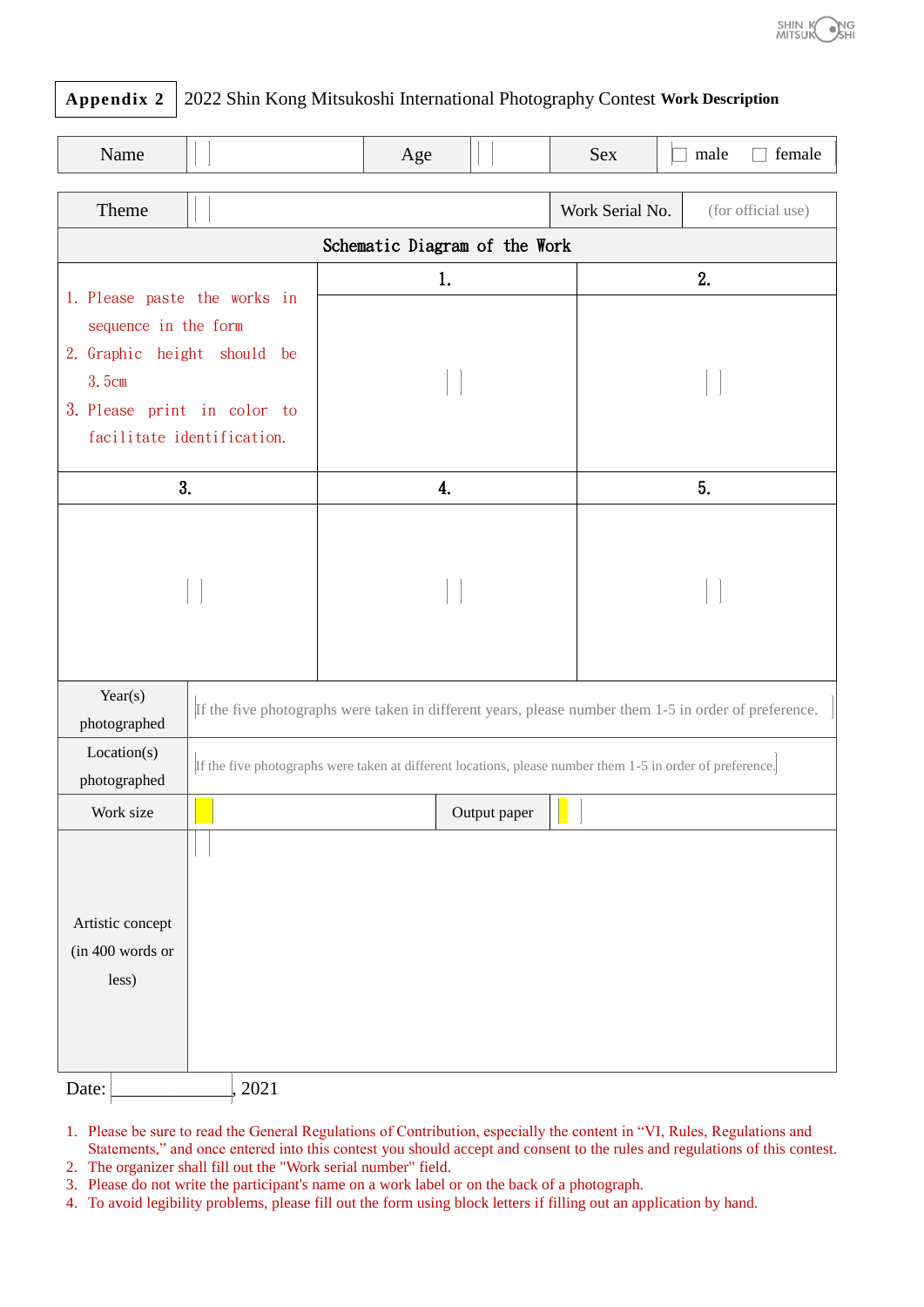**Appendix 2** 2022 Shin Kong Mitsukoshi International Photography Contest **Work Description**

| Name | | Age | | Sex | ☐ male ☐ female |
|---|---|---|---|---|---|

| Theme | | Work Serial No. | (for official use) |
|---|---|---|---|

| Schematic Diagram of the Work | | |
|---|---|---|
| 1. Please paste the works in sequence in the form<br>2. Graphic height should be 3.5cm<br>3. Please print in color to facilitate identification. | 1. | 2. |
| 3. | 4. | 5. |

| Year(s) photographed | If the five photographs were taken in different years, please number them 1-5 in order of preference. | | |
|---|---|---|---|
| Location(s) photographed | If the five photographs were taken at different locations, please number them 1-5 in order of preference. | | |
| Work size | | Output paper | |
| Artistic concept (in 400 words or less) | | | |

Date: ______________, 2021

1. Please be sure to read the General Regulations of Contribution, especially the content in "VI, Rules, Regulations and Statements," and once entered into this contest you should accept and consent to the rules and regulations of this contest.
2. The organizer shall fill out the "Work serial number" field.
3. Please do not write the participant's name on a work label or on the back of a photograph.
4. To avoid legibility problems, please fill out the form using block letters if filling out an application by hand.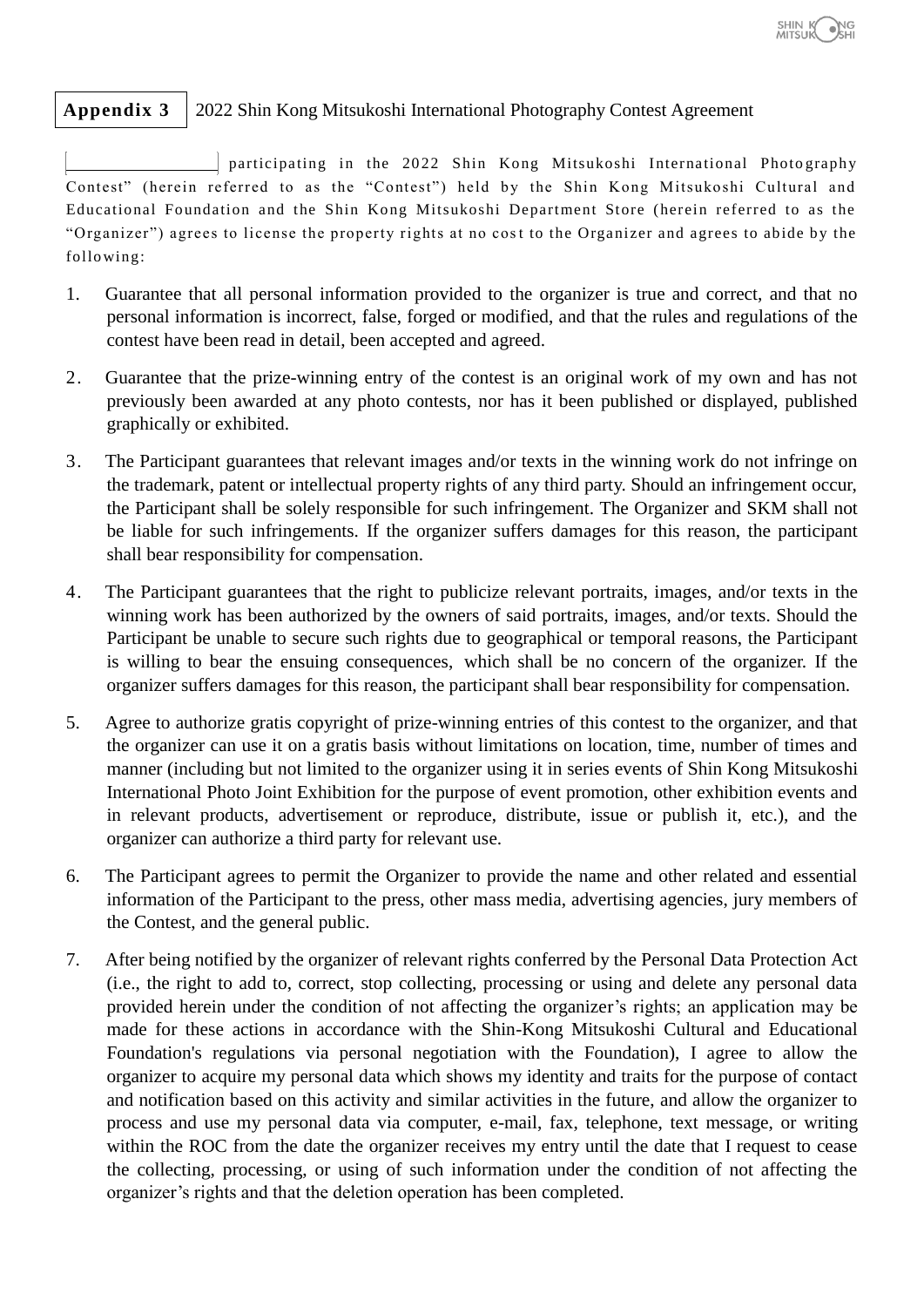**Appendix 3** 2022 Shin Kong Mitsukoshi International Photography Contest Agreement

\_\_\_\_\_\_\_\_\_\_\_\_\_\_\_\_ participating in the 2022 Shin Kong Mitsukoshi International Photography Contest" (herein referred to as the "Contest") held by the Shin Kong Mitsukoshi Cultural and Educational Foundation and the Shin Kong Mitsukoshi Department Store (herein referred to as the "Organizer") agrees to license the property rights at no cost to the Organizer and agrees to abide by the following:

1. Guarantee that all personal information provided to the organizer is true and correct, and that no personal information is incorrect, false, forged or modified, and that the rules and regulations of the contest have been read in detail, been accepted and agreed.
2. Guarantee that the prize-winning entry of the contest is an original work of my own and has not previously been awarded at any photo contests, nor has it been published or displayed, published graphically or exhibited.
3. The Participant guarantees that relevant images and/or texts in the winning work do not infringe on the trademark, patent or intellectual property rights of any third party. Should an infringement occur, the Participant shall be solely responsible for such infringement. The Organizer and SKM shall not be liable for such infringements. If the organizer suffers damages for this reason, the participant shall bear responsibility for compensation.
4. The Participant guarantees that the right to publicize relevant portraits, images, and/or texts in the winning work has been authorized by the owners of said portraits, images, and/or texts. Should the Participant be unable to secure such rights due to geographical or temporal reasons, the Participant is willing to bear the ensuing consequences, which shall be no concern of the organizer. If the organizer suffers damages for this reason, the participant shall bear responsibility for compensation.
5. Agree to authorize gratis copyright of prize-winning entries of this contest to the organizer, and that the organizer can use it on a gratis basis without limitations on location, time, number of times and manner (including but not limited to the organizer using it in series events of Shin Kong Mitsukoshi International Photo Joint Exhibition for the purpose of event promotion, other exhibition events and in relevant products, advertisement or reproduce, distribute, issue or publish it, etc.), and the organizer can authorize a third party for relevant use.
6. The Participant agrees to permit the Organizer to provide the name and other related and essential information of the Participant to the press, other mass media, advertising agencies, jury members of the Contest, and the general public.
7. After being notified by the organizer of relevant rights conferred by the Personal Data Protection Act (i.e., the right to add to, correct, stop collecting, processing or using and delete any personal data provided herein under the condition of not affecting the organizer's rights; an application may be made for these actions in accordance with the Shin-Kong Mitsukoshi Cultural and Educational Foundation's regulations via personal negotiation with the Foundation), I agree to allow the organizer to acquire my personal data which shows my identity and traits for the purpose of contact and notification based on this activity and similar activities in the future, and allow the organizer to process and use my personal data via computer, e-mail, fax, telephone, text message, or writing within the ROC from the date the organizer receives my entry until the date that I request to cease the collecting, processing, or using of such information under the condition of not affecting the organizer's rights and that the deletion operation has been completed.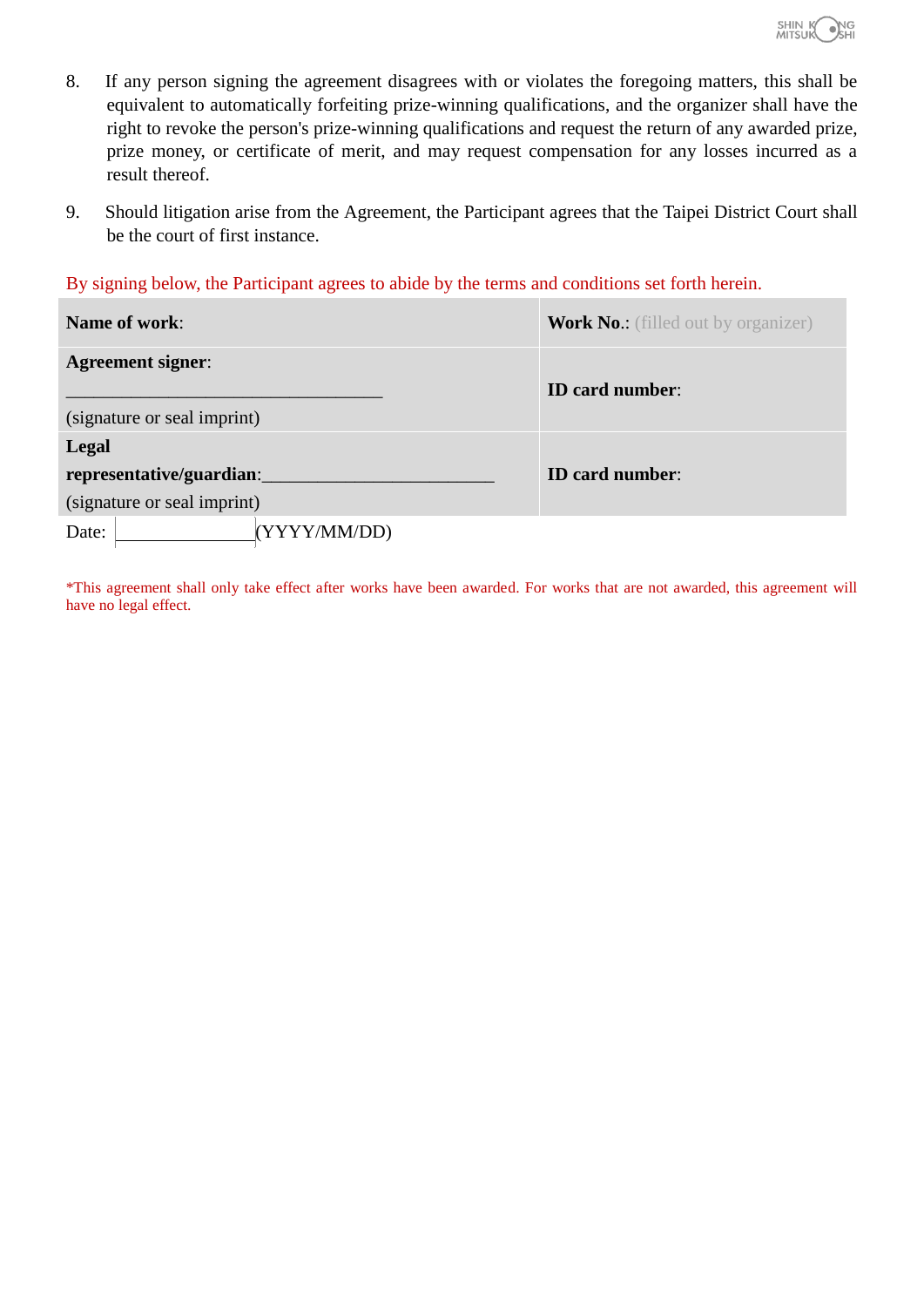8. If any person signing the agreement disagrees with or violates the foregoing matters, this shall be equivalent to automatically forfeiting prize-winning qualifications, and the organizer shall have the right to revoke the person's prize-winning qualifications and request the return of any awarded prize, prize money, or certificate of merit, and may request compensation for any losses incurred as a result thereof.

9. Should litigation arise from the Agreement, the Participant agrees that the Taipei District Court shall be the court of first instance.

By signing below, the Participant agrees to abide by the terms and conditions set forth herein.

| | |
|---|---|
| **Name of work**: | **Work No.**: (filled out by organizer) |
| **Agreement signer**:<br>________________________________<br>(signature or seal imprint) | **ID card number**: |
| **Legal representative/guardian**:______________________<br>(signature or seal imprint) | **ID card number**: |

Date: ______________(YYYY/MM/DD)

*This agreement shall only take effect after works have been awarded. For works that are not awarded, this agreement will have no legal effect.